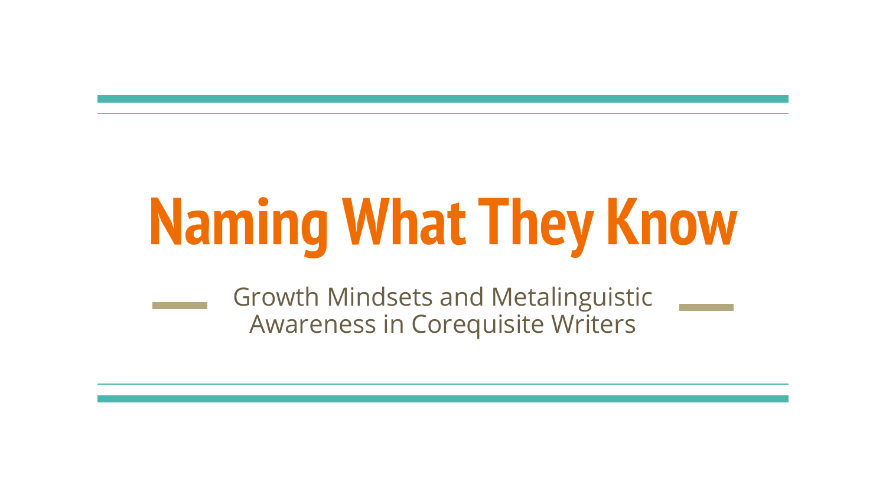# Naming What They Know

Growth Mindsets and Metalinguistic Awareness in Corequisite Writers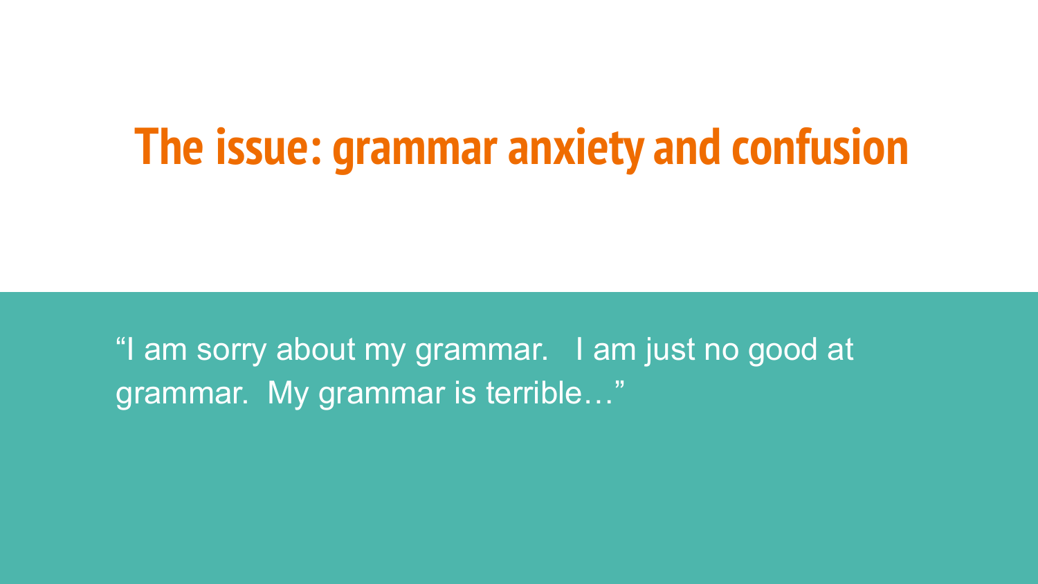# The issue: grammar anxiety and confusion

"I am sorry about my grammar.  I am just no good at grammar.  My grammar is terrible…"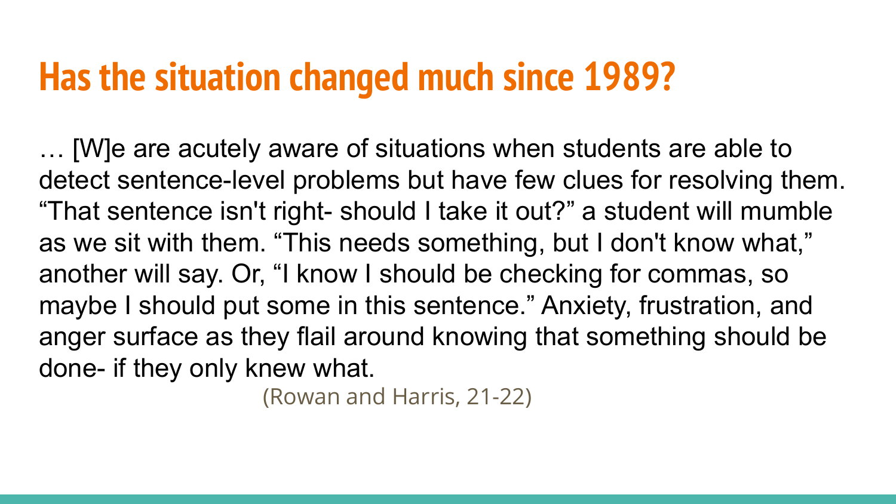# Has the situation changed much since 1989?

… [W]e are acutely aware of situations when students are able to detect sentence-level problems but have few clues for resolving them. “That sentence isn't right- should I take it out?” a student will mumble as we sit with them. “This needs something, but I don't know what,” another will say. Or, “I know I should be checking for commas, so maybe I should put some in this sentence.” Anxiety, frustration, and anger surface as they flail around knowing that something should be done- if they only knew what.

(Rowan and Harris, 21-22)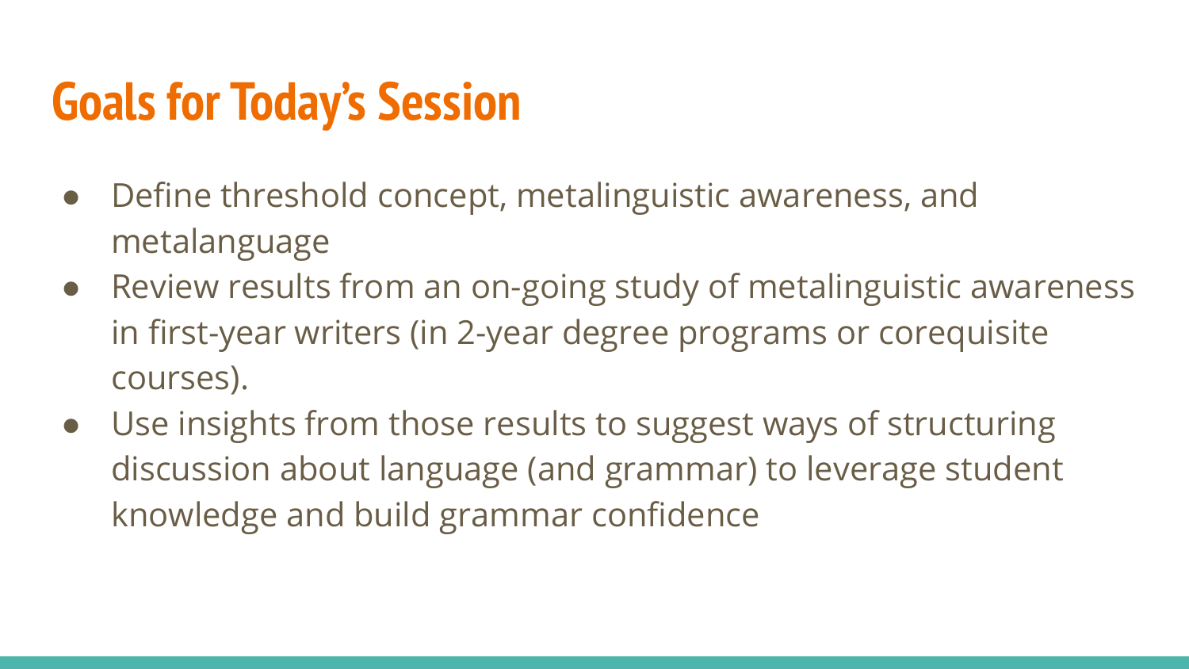# Goals for Today's Session

- Define threshold concept, metalinguistic awareness, and metalanguage
- Review results from an on-going study of metalinguistic awareness in first-year writers (in 2-year degree programs or corequisite courses).
- Use insights from those results to suggest ways of structuring discussion about language (and grammar) to leverage student knowledge and build grammar confidence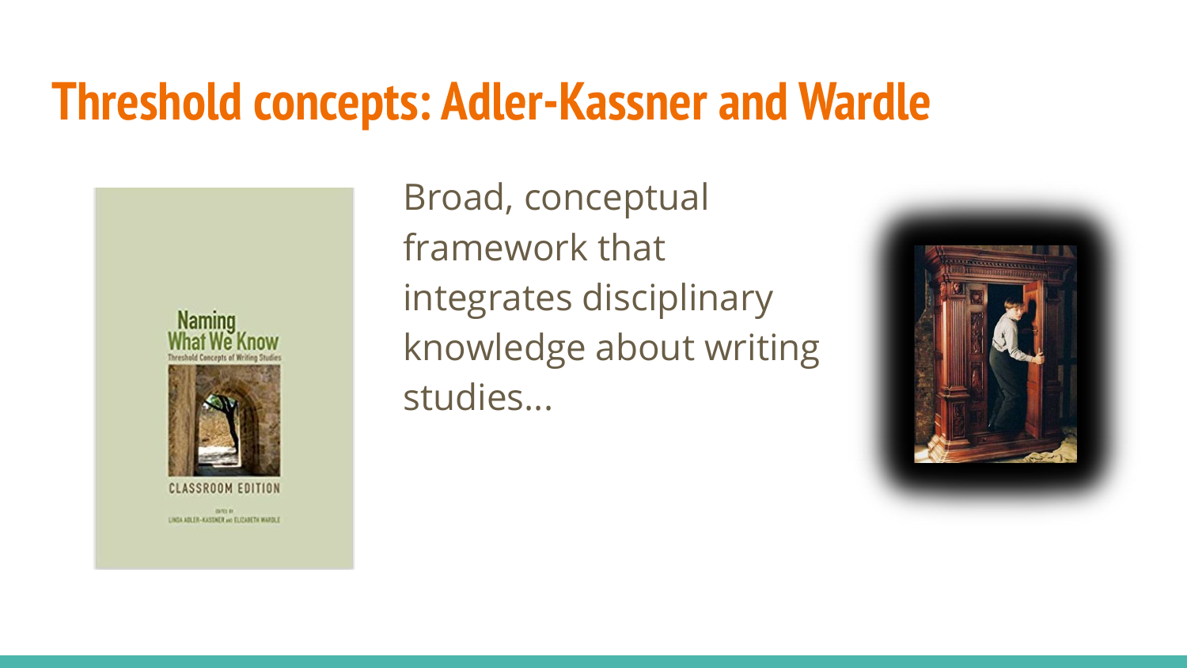# Threshold concepts: Adler-Kassner and Wardle

Broad, conceptual framework that integrates disciplinary knowledge about writing studies...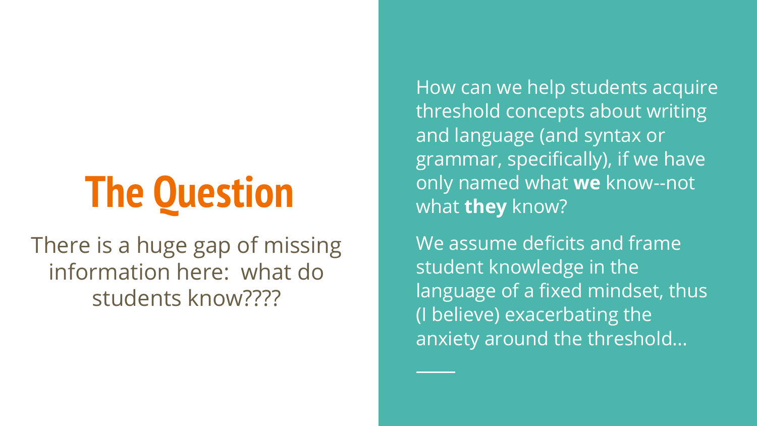# The Question

There is a huge gap of missing information here: what do students know????

How can we help students acquire threshold concepts about writing and language (and syntax or grammar, specifically), if we have only named what **we** know--not what **they** know?

We assume deficits and frame student knowledge in the language of a fixed mindset, thus (I believe) exacerbating the anxiety around the threshold...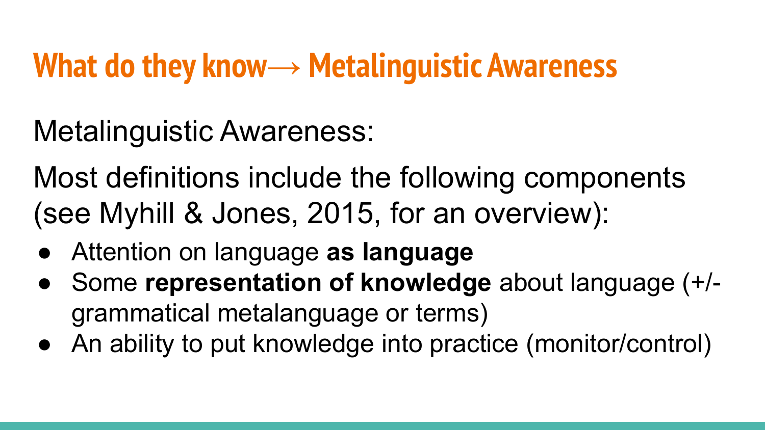# What do they know→ Metalinguistic Awareness

Metalinguistic Awareness:

Most definitions include the following components (see Myhill & Jones, 2015, for an overview):

- Attention on language **as language**
- Some **representation of knowledge** about language (+/- grammatical metalanguage or terms)
- An ability to put knowledge into practice (monitor/control)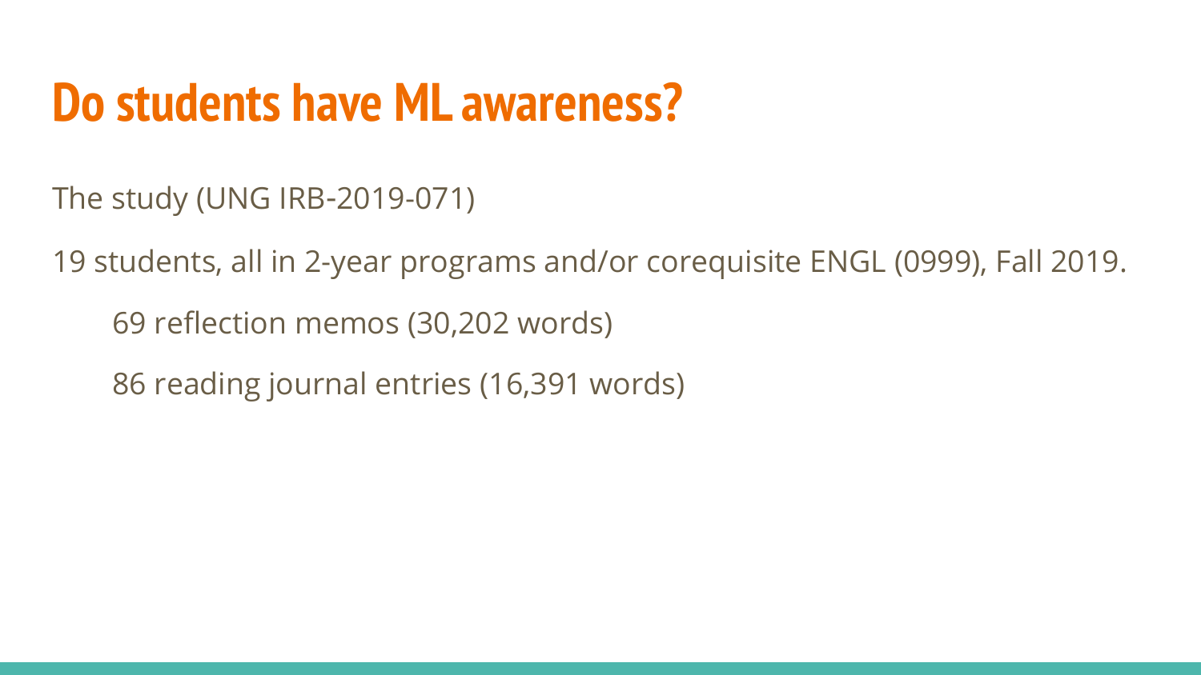# Do students have ML awareness?

The study (UNG IRB-2019-071)

19 students, all in 2-year programs and/or corequisite ENGL (0999), Fall 2019.

- 69 reflection memos (30,202 words)
- 86 reading journal entries (16,391 words)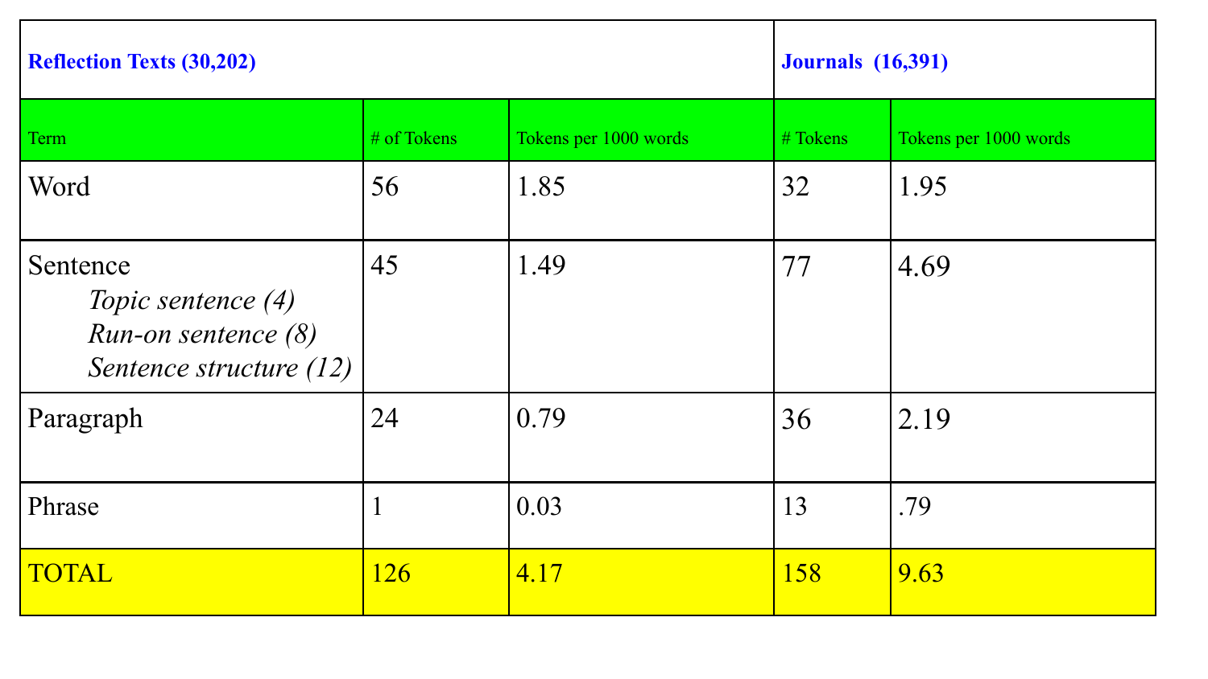| Reflection Texts (30,202) | | | Journals (16,391) | |
|---|---|---|---|---|
| Term | # of Tokens | Tokens per 1000 words | # Tokens | Tokens per 1000 words |
| Word | 56 | 1.85 | 32 | 1.95 |
| Sentence<br>*Topic sentence (4)*<br>*Run-on sentence (8)*<br>*Sentence structure (12)* | 45 | 1.49 | 77 | 4.69 |
| Paragraph | 24 | 0.79 | 36 | 2.19 |
| Phrase | 1 | 0.03 | 13 | .79 |
| TOTAL | 126 | 4.17 | 158 | 9.63 |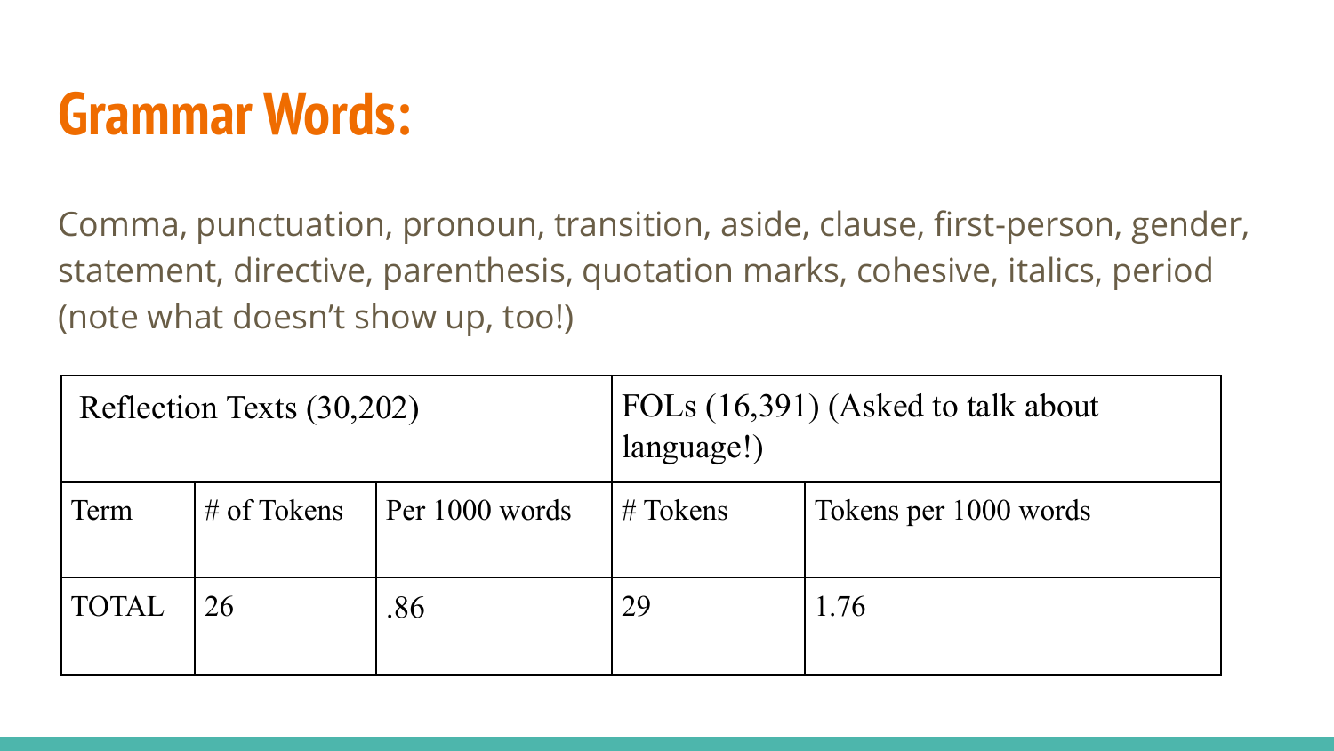# Grammar Words:

Comma, punctuation, pronoun, transition, aside, clause, first-person, gender, statement, directive, parenthesis, quotation marks, cohesive, italics, period (note what doesn't show up, too!)

| Reflection Texts (30,202) | | | FOLs (16,391) (Asked to talk about language!) | |
|---|---|---|---|---|
| Term | # of Tokens | Per 1000 words | # Tokens | Tokens per 1000 words |
| TOTAL | 26 | .86 | 29 | 1.76 |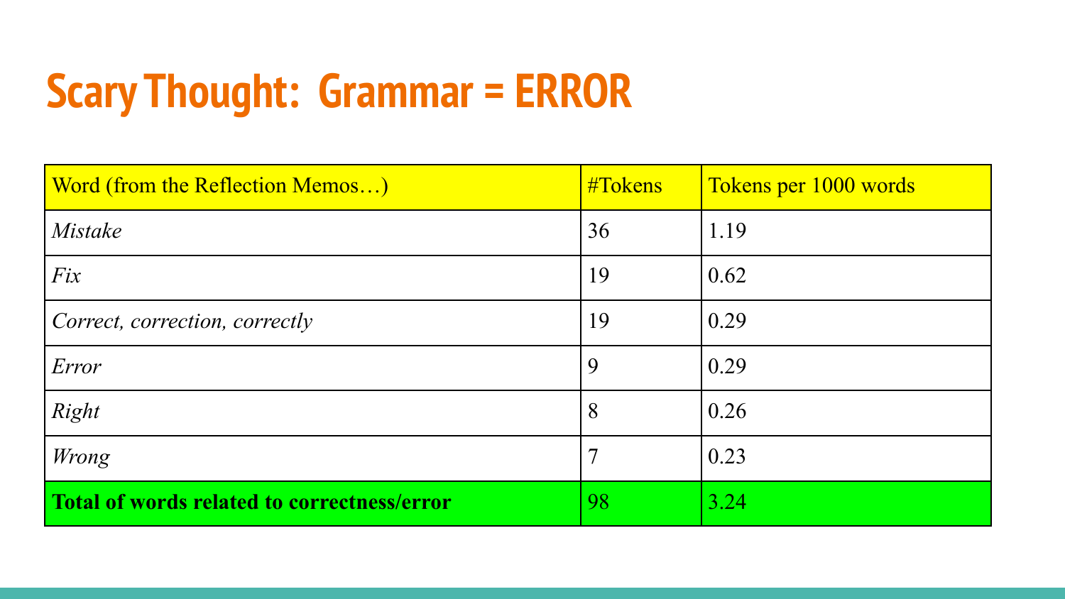# Scary Thought: Grammar = ERROR

| Word (from the Reflection Memos…) | #Tokens | Tokens per 1000 words |
|---|---|---|
| *Mistake* | 36 | 1.19 |
| *Fix* | 19 | 0.62 |
| *Correct, correction, correctly* | 19 | 0.29 |
| *Error* | 9 | 0.29 |
| *Right* | 8 | 0.26 |
| *Wrong* | 7 | 0.23 |
| **Total of words related to correctness/error** | 98 | 3.24 |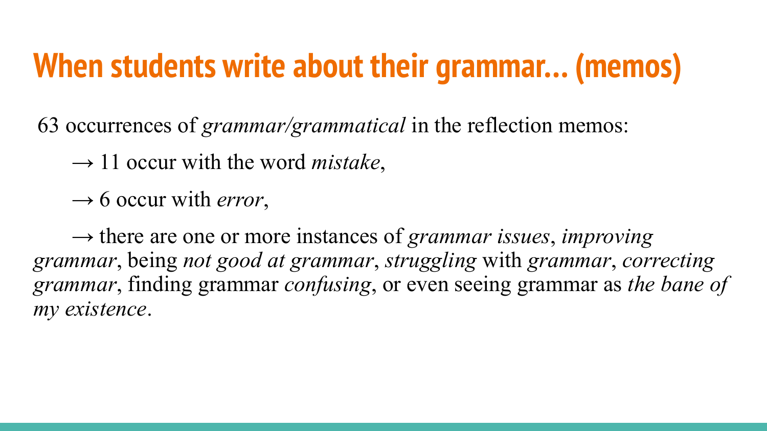# When students write about their grammar… (memos)

63 occurrences of *grammar/grammatical* in the reflection memos:

→ 11 occur with the word *mistake*,

→ 6 occur with *error*,

→ there are one or more instances of *grammar issues*, *improving grammar*, being *not good at grammar*, *struggling* with *grammar*, *correcting grammar*, finding grammar *confusing*, or even seeing grammar as *the bane of my existence*.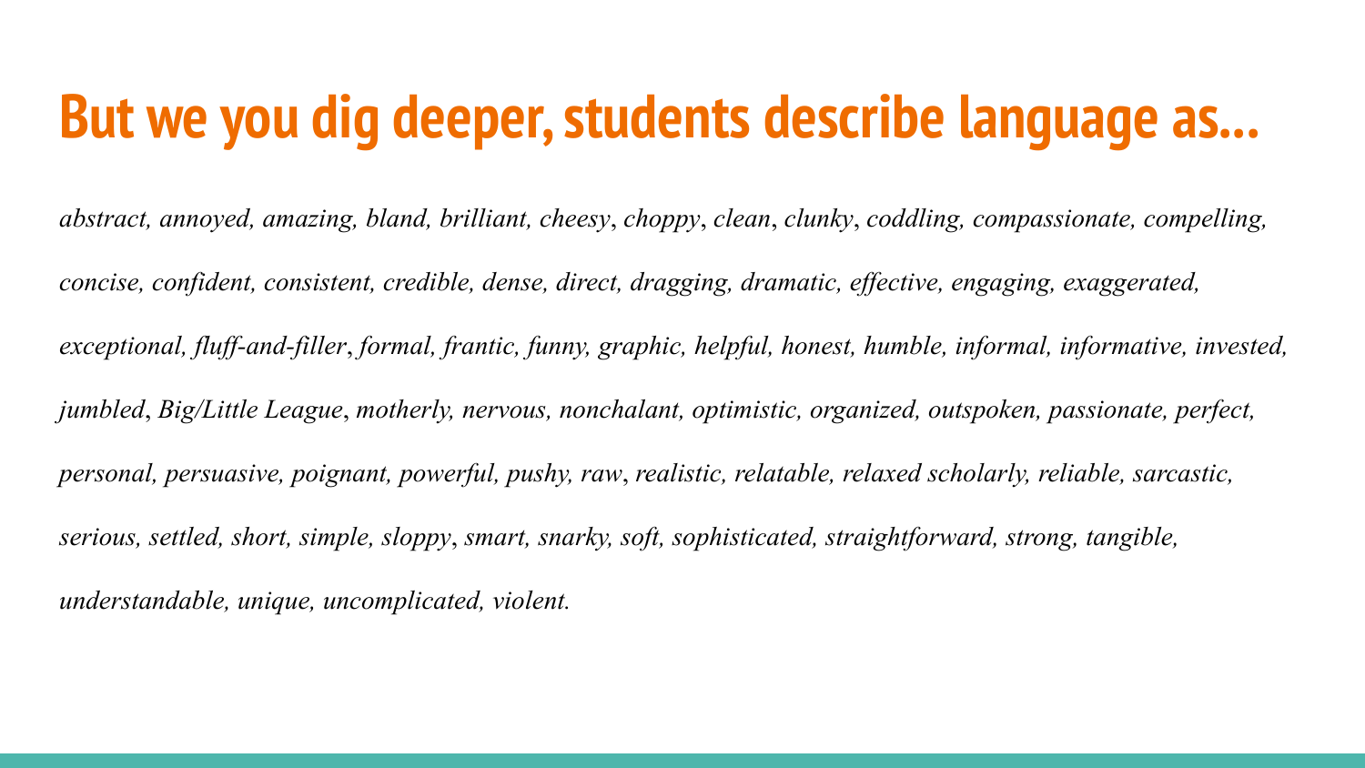# But we you dig deeper, students describe language as...

*abstract, annoyed, amazing, bland, brilliant, cheesy*, *choppy*, *clean*, *clunky*, *coddling, compassionate, compelling, concise, confident, consistent, credible, dense, direct, dragging, dramatic, effective, engaging, exaggerated, exceptional, fluff-and-filler*, *formal, frantic, funny, graphic, helpful, honest, humble, informal, informative, invested, jumbled*, *Big/Little League*, *motherly, nervous, nonchalant, optimistic, organized, outspoken, passionate, perfect, personal, persuasive, poignant, powerful, pushy, raw*, *realistic, relatable, relaxed scholarly, reliable, sarcastic, serious, settled, short, simple, sloppy*, *smart, snarky, soft, sophisticated, straightforward, strong, tangible, understandable, unique, uncomplicated, violent.*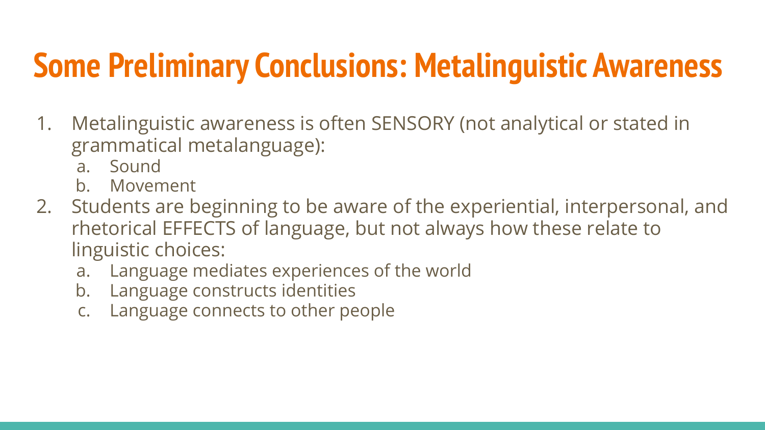# Some Preliminary Conclusions: Metalinguistic Awareness

1. Metalinguistic awareness is often SENSORY (not analytical or stated in grammatical metalanguage):
   a. Sound
   b. Movement
2. Students are beginning to be aware of the experiential, interpersonal, and rhetorical EFFECTS of language, but not always how these relate to linguistic choices:
   a. Language mediates experiences of the world
   b. Language constructs identities
   c. Language connects to other people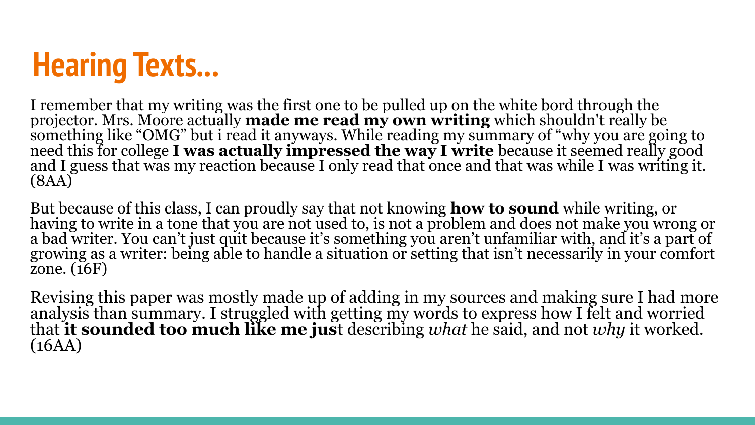# Hearing Texts...

I remember that my writing was the first one to be pulled up on the white bord through the projector. Mrs. Moore actually **made me read my own writing** which shouldn't really be something like "OMG" but i read it anyways. While reading my summary of "why you are going to need this for college **I was actually impressed the way I write** because it seemed really good and I guess that was my reaction because I only read that once and that was while I was writing it. (8AA)

But because of this class, I can proudly say that not knowing **how to sound** while writing, or having to write in a tone that you are not used to, is not a problem and does not make you wrong or a bad writer. You can't just quit because it's something you aren't unfamiliar with, and it's a part of growing as a writer: being able to handle a situation or setting that isn't necessarily in your comfort zone. (16F)

Revising this paper was mostly made up of adding in my sources and making sure I had more analysis than summary. I struggled with getting my words to express how I felt and worried that **it sounded too much like me jus**t describing *what* he said, and not *why* it worked. (16AA)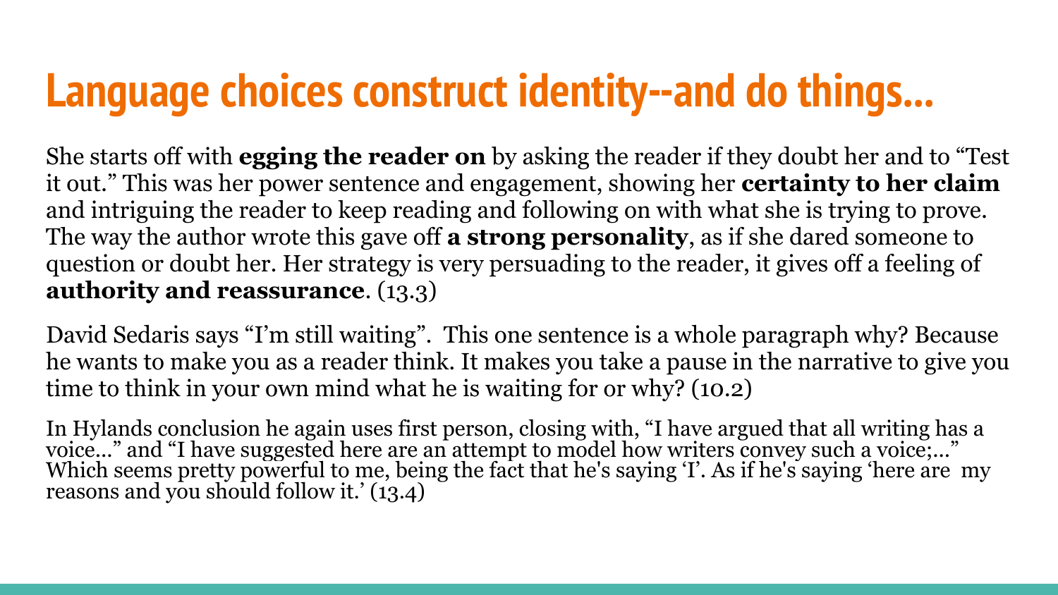# Language choices construct identity--and do things...

She starts off with **egging the reader on** by asking the reader if they doubt her and to "Test it out." This was her power sentence and engagement, showing her **certainty to her claim** and intriguing the reader to keep reading and following on with what she is trying to prove. The way the author wrote this gave off **a strong personality**, as if she dared someone to question or doubt her. Her strategy is very persuading to the reader, it gives off a feeling of **authority and reassurance**. (13.3)

David Sedaris says "I'm still waiting". This one sentence is a whole paragraph why? Because he wants to make you as a reader think. It makes you take a pause in the narrative to give you time to think in your own mind what he is waiting for or why? (10.2)

In Hylands conclusion he again uses first person, closing with, "I have argued that all writing has a voice..." and "I have suggested here are an attempt to model how writers convey such a voice;..." Which seems pretty powerful to me, being the fact that he's saying 'I'. As if he's saying 'here are my reasons and you should follow it.' (13.4)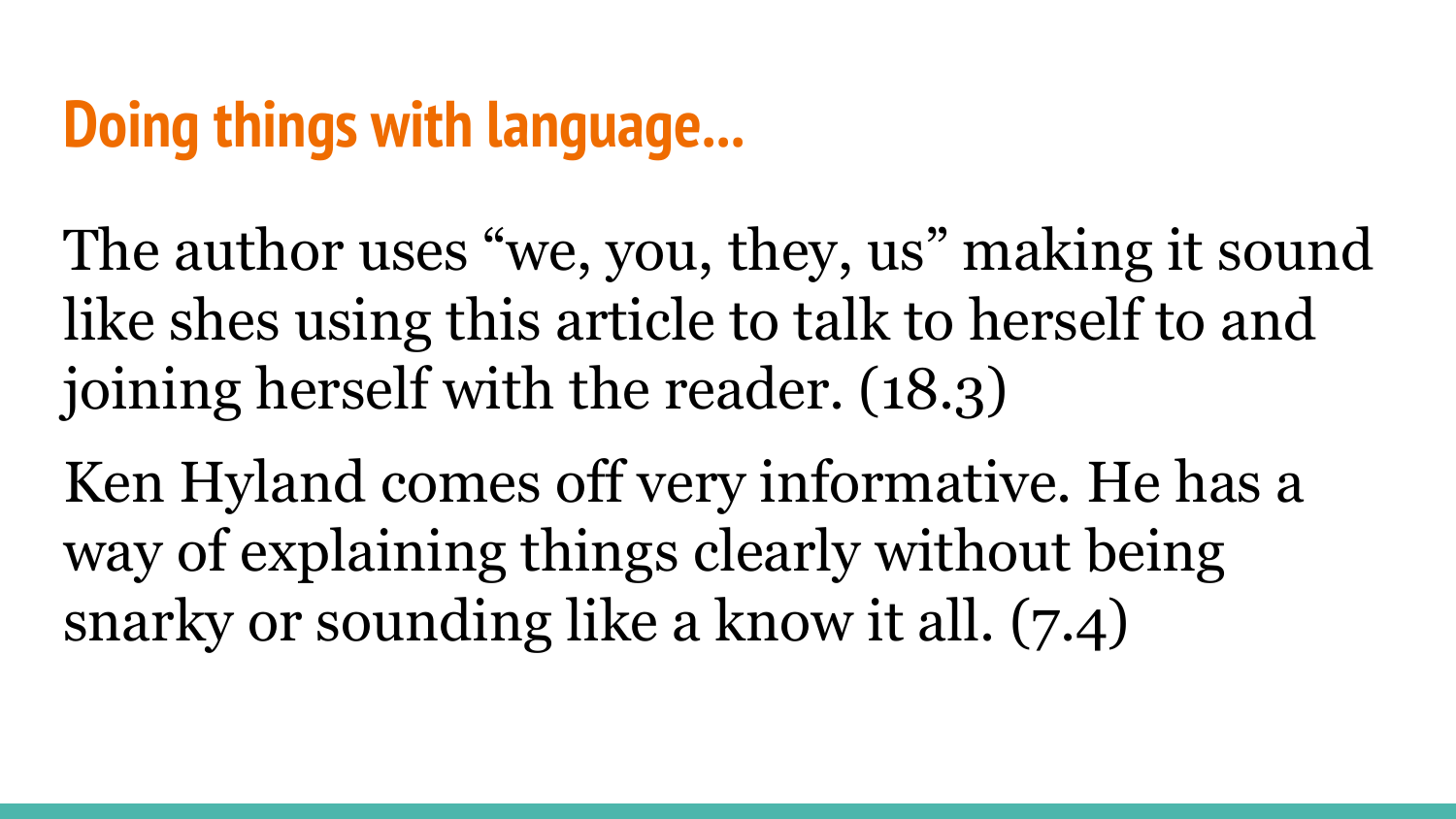# Doing things with language…

The author uses "we, you, they, us" making it sound like shes using this article to talk to herself to and joining herself with the reader. (18.3)

Ken Hyland comes off very informative. He has a way of explaining things clearly without being snarky or sounding like a know it all. (7.4)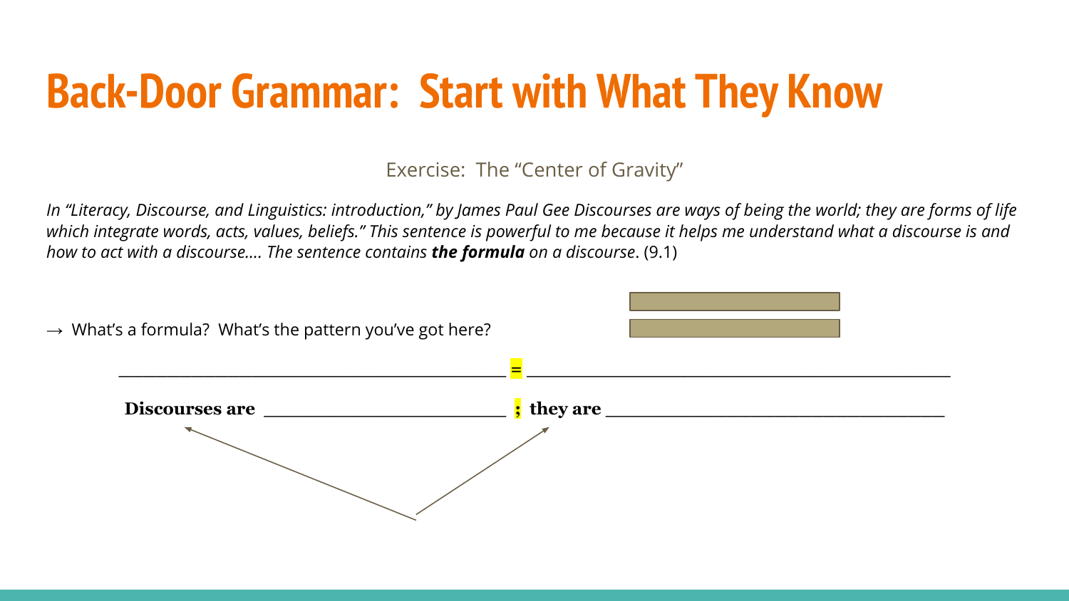# Back-Door Grammar: Start with What They Know

Exercise: The "Center of Gravity"

*In "Literacy, Discourse, and Linguistics: introduction," by James Paul Gee Discourses are ways of being the world; they are forms of life which integrate words, acts, values, beliefs." This sentence is powerful to me because it helps me understand what a discourse is and how to act with a discourse.... The sentence contains **the formula** on a discourse*. (9.1)

→ What's a formula? What's the pattern you've got here?

_____________________________________________ = _____________________________________________

**Discourses are** ____________________________ **;** **they are** ________________________________________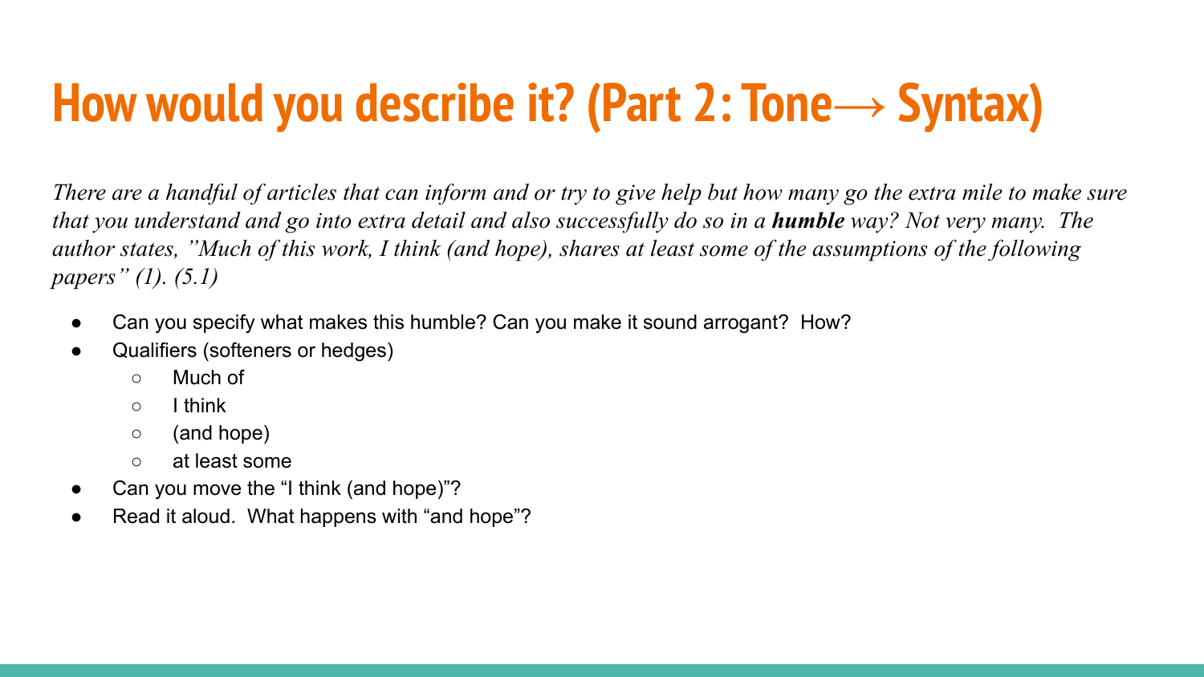# How would you describe it? (Part 2: Tone→ Syntax)

*There are a handful of articles that can inform and or try to give help but how many go the extra mile to make sure that you understand and go into extra detail and also successfully do so in a* ***humble*** *way? Not very many. The author states, "Much of this work, I think (and hope), shares at least some of the assumptions of the following papers" (1). (5.1)*

- Can you specify what makes this humble? Can you make it sound arrogant? How?
- Qualifiers (softeners or hedges)
  - Much of
  - I think
  - (and hope)
  - at least some
- Can you move the "I think (and hope)"?
- Read it aloud. What happens with "and hope"?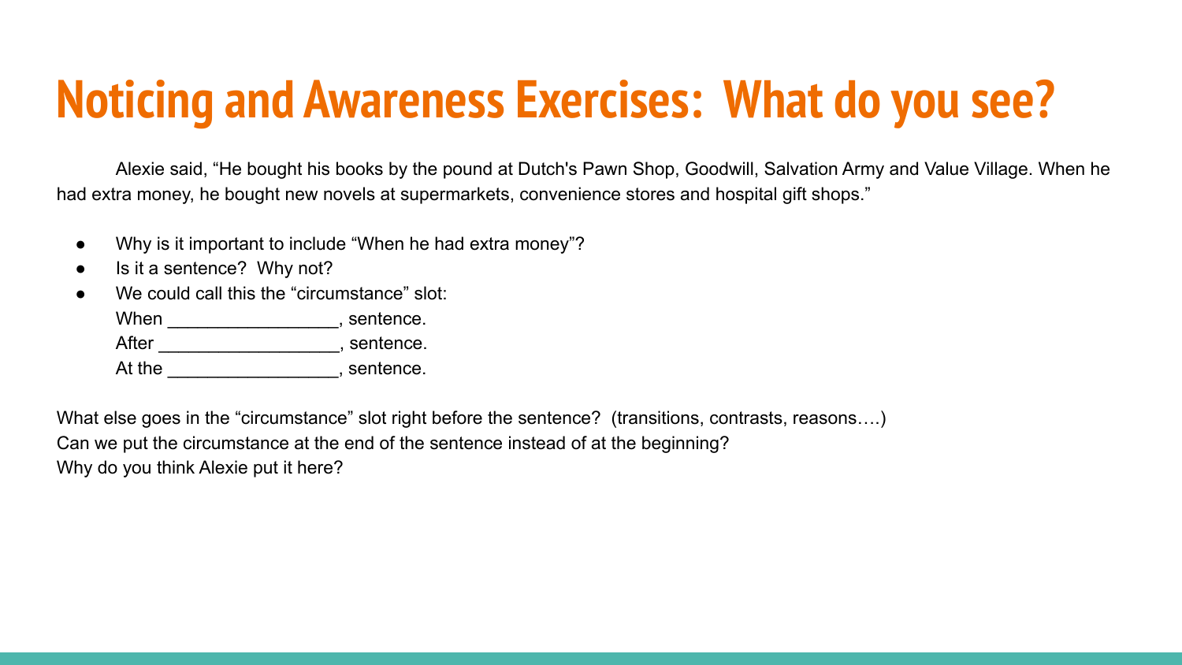# Noticing and Awareness Exercises: What do you see?

Alexie said, "He bought his books by the pound at Dutch's Pawn Shop, Goodwill, Salvation Army and Value Village. When he had extra money, he bought new novels at supermarkets, convenience stores and hospital gift shops."

- Why is it important to include "When he had extra money"?
- Is it a sentence? Why not?
- We could call this the "circumstance" slot:
  When _________________, sentence.
  After __________________, sentence.
  At the _________________, sentence.

What else goes in the "circumstance" slot right before the sentence? (transitions, contrasts, reasons….)
Can we put the circumstance at the end of the sentence instead of at the beginning?
Why do you think Alexie put it here?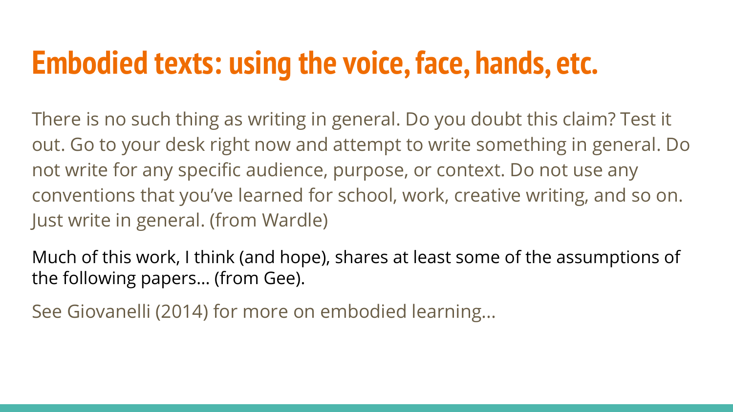# Embodied texts: using the voice, face, hands, etc.

There is no such thing as writing in general. Do you doubt this claim? Test it out. Go to your desk right now and attempt to write something in general. Do not write for any specific audience, purpose, or context. Do not use any conventions that you've learned for school, work, creative writing, and so on. Just write in general. (from Wardle)

Much of this work, I think (and hope), shares at least some of the assumptions of the following papers… (from Gee).

See Giovanelli (2014) for more on embodied learning…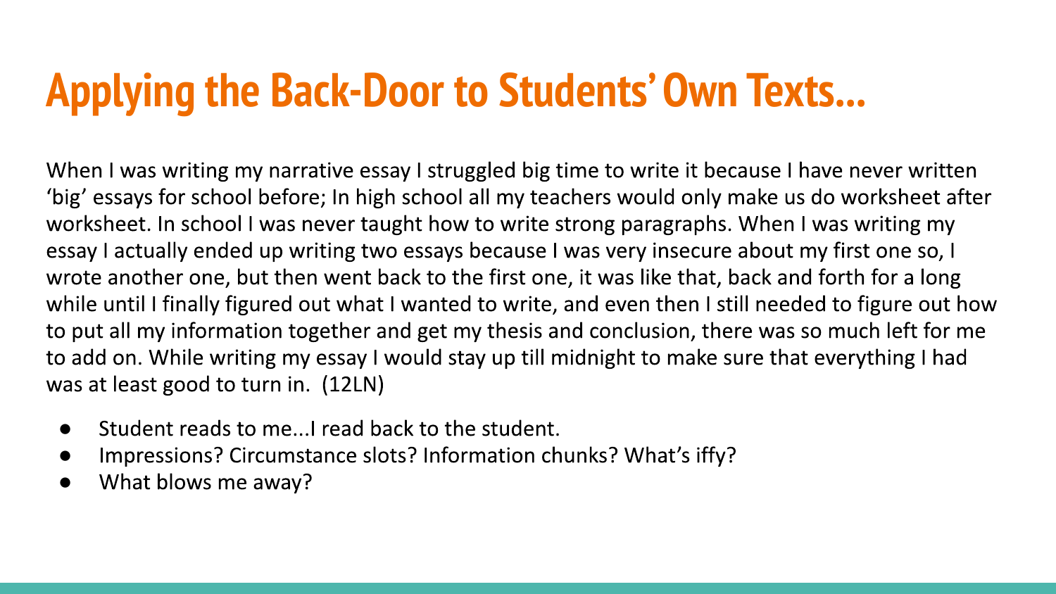# Applying the Back-Door to Students' Own Texts...

When I was writing my narrative essay I struggled big time to write it because I have never written 'big' essays for school before; In high school all my teachers would only make us do worksheet after worksheet. In school I was never taught how to write strong paragraphs. When I was writing my essay I actually ended up writing two essays because I was very insecure about my first one so, I wrote another one, but then went back to the first one, it was like that, back and forth for a long while until I finally figured out what I wanted to write, and even then I still needed to figure out how to put all my information together and get my thesis and conclusion, there was so much left for me to add on. While writing my essay I would stay up till midnight to make sure that everything I had was at least good to turn in. (12LN)

- Student reads to me...I read back to the student.
- Impressions? Circumstance slots? Information chunks? What's iffy?
- What blows me away?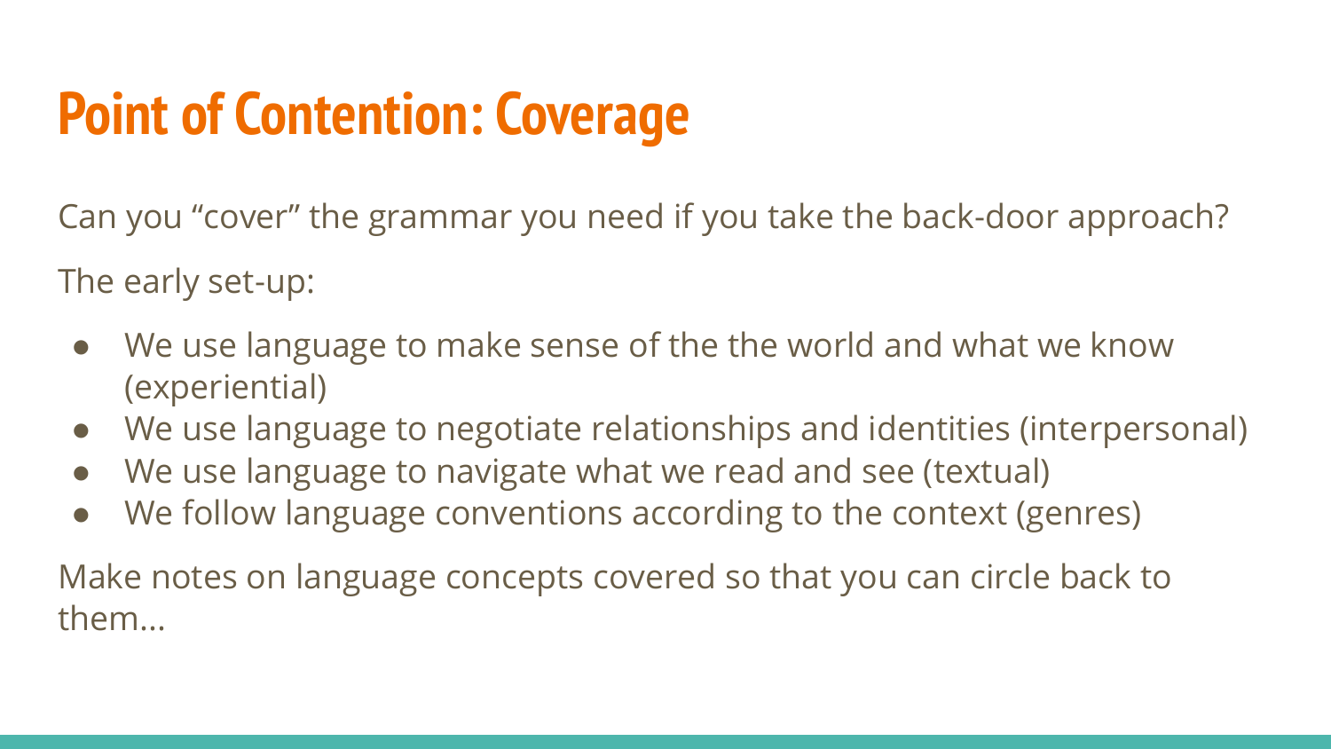# Point of Contention: Coverage

Can you “cover” the grammar you need if you take the back-door approach?

The early set-up:

- We use language to make sense of the the world and what we know (experiential)
- We use language to negotiate relationships and identities (interpersonal)
- We use language to navigate what we read and see (textual)
- We follow language conventions according to the context (genres)

Make notes on language concepts covered so that you can circle back to them...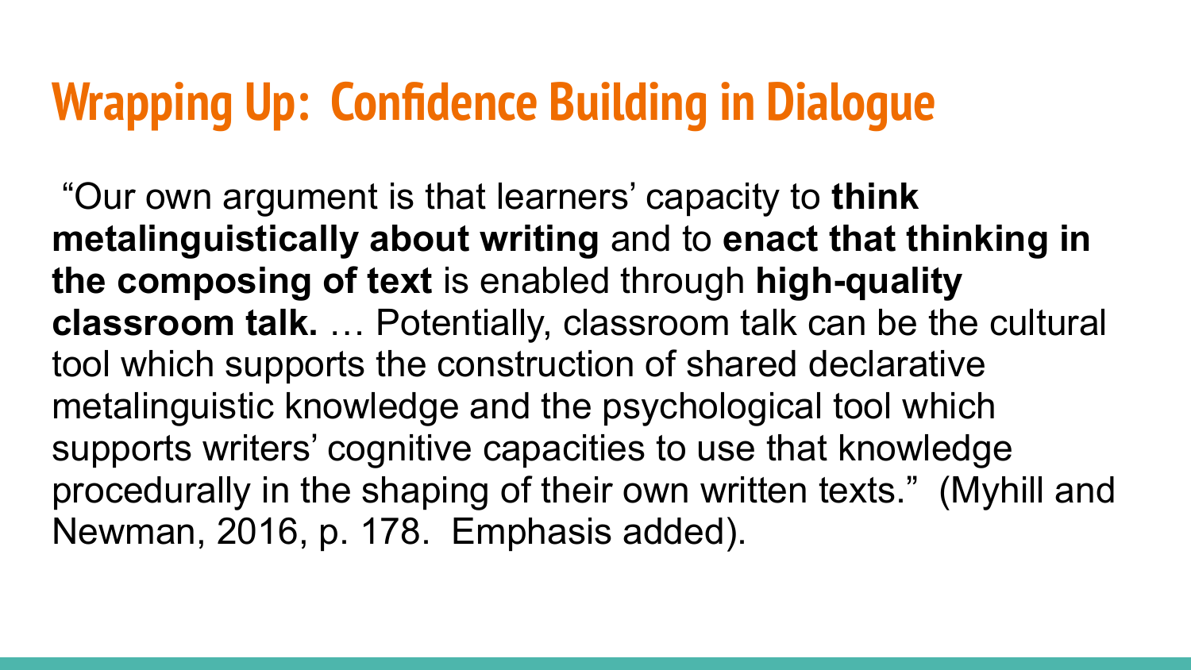# Wrapping Up: Confidence Building in Dialogue

"Our own argument is that learners' capacity to **think metalinguistically about writing** and to **enact that thinking in the composing of text** is enabled through **high-quality classroom talk.** … Potentially, classroom talk can be the cultural tool which supports the construction of shared declarative metalinguistic knowledge and the psychological tool which supports writers' cognitive capacities to use that knowledge procedurally in the shaping of their own written texts." (Myhill and Newman, 2016, p. 178. Emphasis added).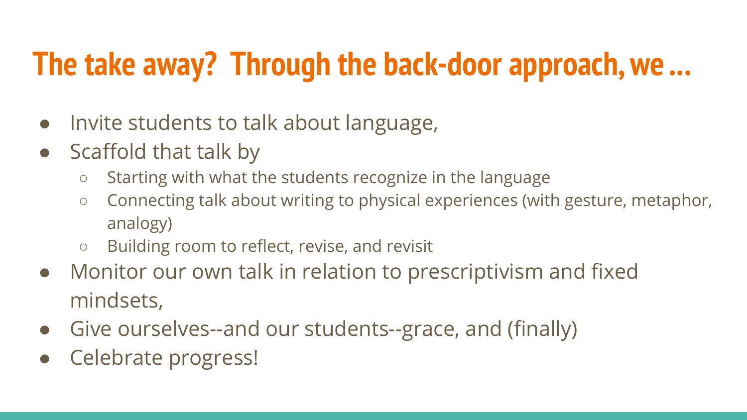# The take away? Through the back-door approach, we ...

- Invite students to talk about language,
- Scaffold that talk by
  - Starting with what the students recognize in the language
  - Connecting talk about writing to physical experiences (with gesture, metaphor, analogy)
  - Building room to reflect, revise, and revisit
- Monitor our own talk in relation to prescriptivism and fixed mindsets,
- Give ourselves--and our students--grace, and (finally)
- Celebrate progress!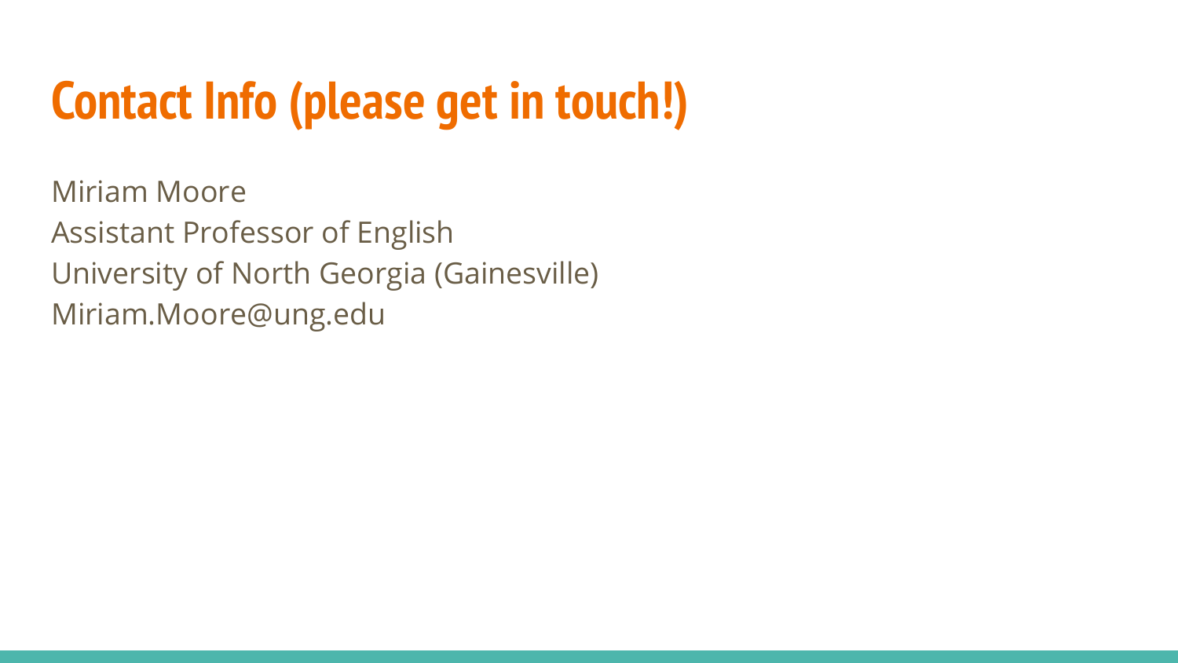# Contact Info (please get in touch!)

Miriam Moore
Assistant Professor of English
University of North Georgia (Gainesville)
Miriam.Moore@ung.edu